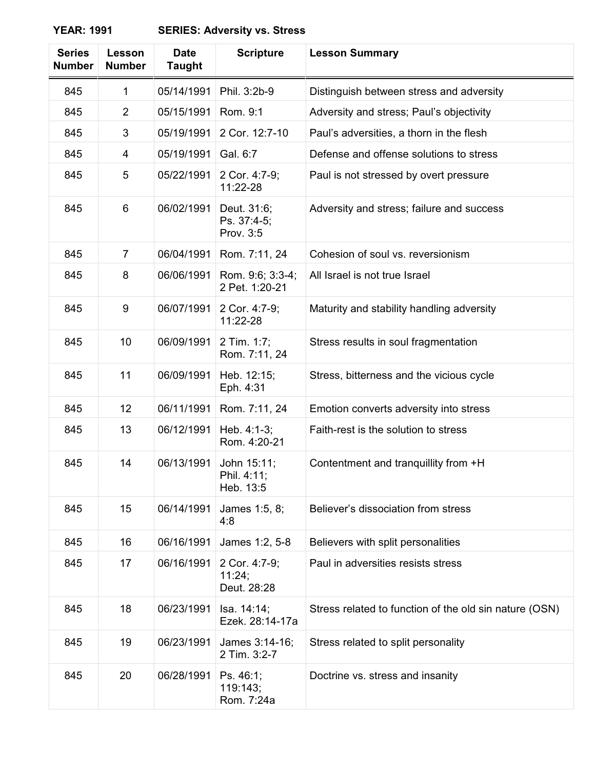**YEAR: 1991 SERIES: Adversity vs. Stress**

| Series Number | Lesson Number | Date Taught | Scripture | Lesson Summary |
|---|---|---|---|---|
| 845 | 1 | 05/14/1991 | Phil. 3:2b-9 | Distinguish between stress and adversity |
| 845 | 2 | 05/15/1991 | Rom. 9:1 | Adversity and stress; Paul's objectivity |
| 845 | 3 | 05/19/1991 | 2 Cor. 12:7-10 | Paul's adversities, a thorn in the flesh |
| 845 | 4 | 05/19/1991 | Gal. 6:7 | Defense and offense solutions to stress |
| 845 | 5 | 05/22/1991 | 2 Cor. 4:7-9; 11:22-28 | Paul is not stressed by overt pressure |
| 845 | 6 | 06/02/1991 | Deut. 31:6; Ps. 37:4-5; Prov. 3:5 | Adversity and stress; failure and success |
| 845 | 7 | 06/04/1991 | Rom. 7:11, 24 | Cohesion of soul vs. reversionism |
| 845 | 8 | 06/06/1991 | Rom. 9:6; 3:3-4; 2 Pet. 1:20-21 | All Israel is not true Israel |
| 845 | 9 | 06/07/1991 | 2 Cor. 4:7-9; 11:22-28 | Maturity and stability handling adversity |
| 845 | 10 | 06/09/1991 | 2 Tim. 1:7; Rom. 7:11, 24 | Stress results in soul fragmentation |
| 845 | 11 | 06/09/1991 | Heb. 12:15; Eph. 4:31 | Stress, bitterness and the vicious cycle |
| 845 | 12 | 06/11/1991 | Rom. 7:11, 24 | Emotion converts adversity into stress |
| 845 | 13 | 06/12/1991 | Heb. 4:1-3; Rom. 4:20-21 | Faith-rest is the solution to stress |
| 845 | 14 | 06/13/1991 | John 15:11; Phil. 4:11; Heb. 13:5 | Contentment and tranquillity from +H |
| 845 | 15 | 06/14/1991 | James 1:5, 8; 4:8 | Believer's dissociation from stress |
| 845 | 16 | 06/16/1991 | James 1:2, 5-8 | Believers with split personalities |
| 845 | 17 | 06/16/1991 | 2 Cor. 4:7-9; 11:24; Deut. 28:28 | Paul in adversities resists stress |
| 845 | 18 | 06/23/1991 | Isa. 14:14; Ezek. 28:14-17a | Stress related to function of the old sin nature (OSN) |
| 845 | 19 | 06/23/1991 | James 3:14-16; 2 Tim. 3:2-7 | Stress related to split personality |
| 845 | 20 | 06/28/1991 | Ps. 46:1; 119:143; Rom. 7:24a | Doctrine vs. stress and insanity |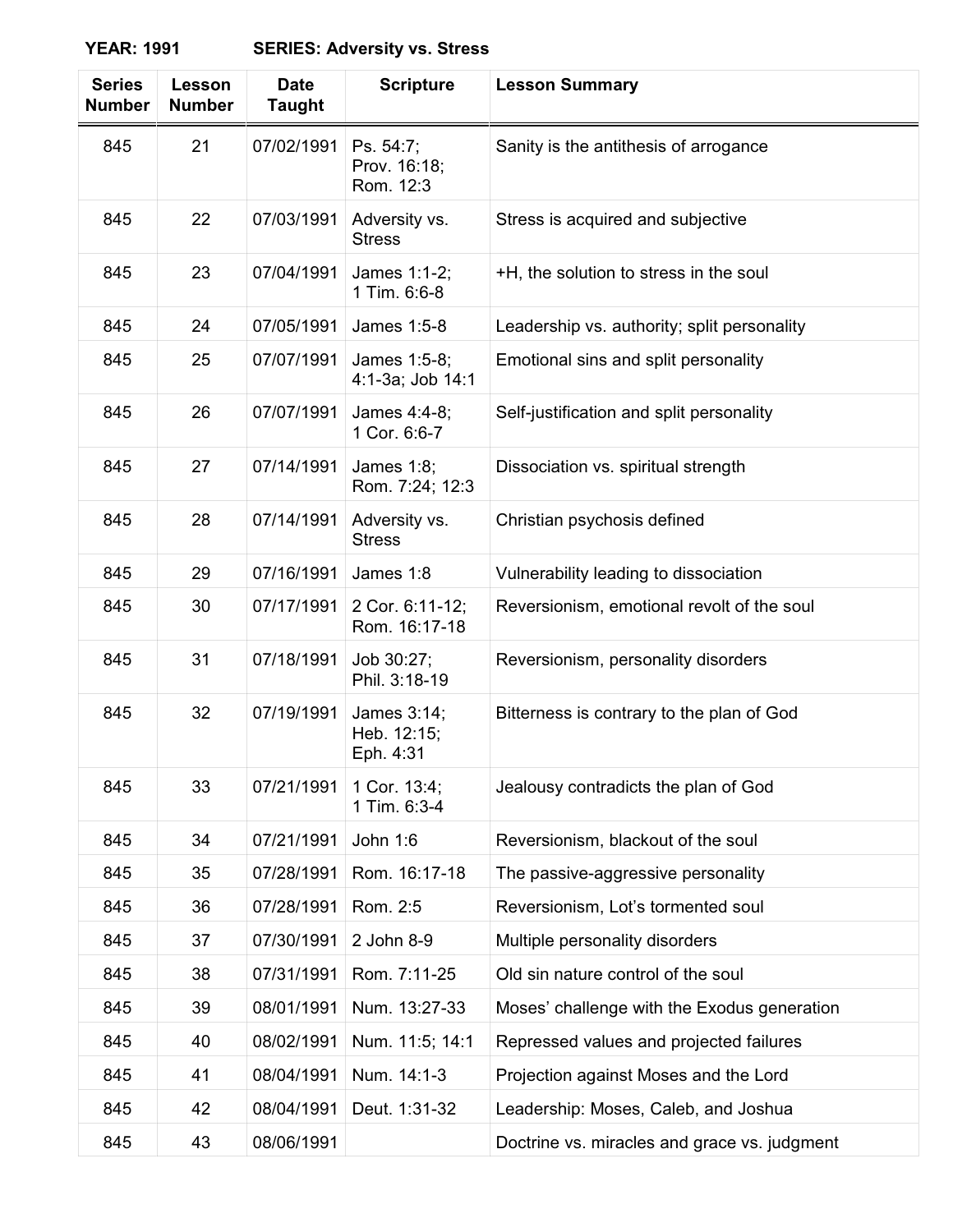**YEAR: 1991** **SERIES: Adversity vs. Stress**

| Series Number | Lesson Number | Date Taught | Scripture | Lesson Summary |
|---|---|---|---|---|
| 845 | 21 | 07/02/1991 | Ps. 54:7; Prov. 16:18; Rom. 12:3 | Sanity is the antithesis of arrogance |
| 845 | 22 | 07/03/1991 | Adversity vs. Stress | Stress is acquired and subjective |
| 845 | 23 | 07/04/1991 | James 1:1-2; 1 Tim. 6:6-8 | +H, the solution to stress in the soul |
| 845 | 24 | 07/05/1991 | James 1:5-8 | Leadership vs. authority; split personality |
| 845 | 25 | 07/07/1991 | James 1:5-8; 4:1-3a; Job 14:1 | Emotional sins and split personality |
| 845 | 26 | 07/07/1991 | James 4:4-8; 1 Cor. 6:6-7 | Self-justification and split personality |
| 845 | 27 | 07/14/1991 | James 1:8; Rom. 7:24; 12:3 | Dissociation vs. spiritual strength |
| 845 | 28 | 07/14/1991 | Adversity vs. Stress | Christian psychosis defined |
| 845 | 29 | 07/16/1991 | James 1:8 | Vulnerability leading to dissociation |
| 845 | 30 | 07/17/1991 | 2 Cor. 6:11-12; Rom. 16:17-18 | Reversionism, emotional revolt of the soul |
| 845 | 31 | 07/18/1991 | Job 30:27; Phil. 3:18-19 | Reversionism, personality disorders |
| 845 | 32 | 07/19/1991 | James 3:14; Heb. 12:15; Eph. 4:31 | Bitterness is contrary to the plan of God |
| 845 | 33 | 07/21/1991 | 1 Cor. 13:4; 1 Tim. 6:3-4 | Jealousy contradicts the plan of God |
| 845 | 34 | 07/21/1991 | John 1:6 | Reversionism, blackout of the soul |
| 845 | 35 | 07/28/1991 | Rom. 16:17-18 | The passive-aggressive personality |
| 845 | 36 | 07/28/1991 | Rom. 2:5 | Reversionism, Lot's tormented soul |
| 845 | 37 | 07/30/1991 | 2 John 8-9 | Multiple personality disorders |
| 845 | 38 | 07/31/1991 | Rom. 7:11-25 | Old sin nature control of the soul |
| 845 | 39 | 08/01/1991 | Num. 13:27-33 | Moses' challenge with the Exodus generation |
| 845 | 40 | 08/02/1991 | Num. 11:5; 14:1 | Repressed values and projected failures |
| 845 | 41 | 08/04/1991 | Num. 14:1-3 | Projection against Moses and the Lord |
| 845 | 42 | 08/04/1991 | Deut. 1:31-32 | Leadership: Moses, Caleb, and Joshua |
| 845 | 43 | 08/06/1991 | | Doctrine vs. miracles and grace vs. judgment |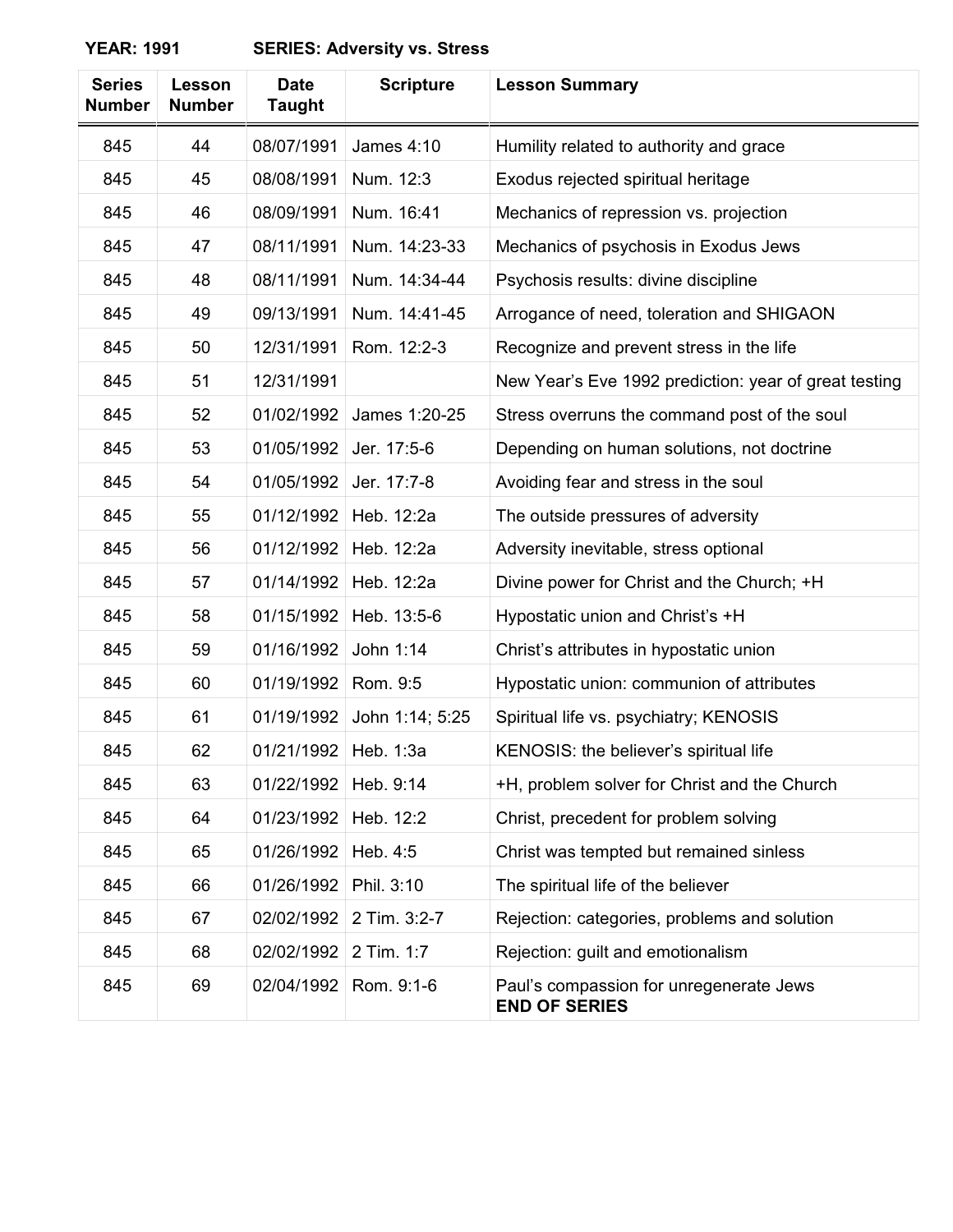**YEAR: 1991 SERIES: Adversity vs. Stress**

| Series Number | Lesson Number | Date Taught | Scripture | Lesson Summary |
|---|---|---|---|---|
| 845 | 44 | 08/07/1991 | James 4:10 | Humility related to authority and grace |
| 845 | 45 | 08/08/1991 | Num. 12:3 | Exodus rejected spiritual heritage |
| 845 | 46 | 08/09/1991 | Num. 16:41 | Mechanics of repression vs. projection |
| 845 | 47 | 08/11/1991 | Num. 14:23-33 | Mechanics of psychosis in Exodus Jews |
| 845 | 48 | 08/11/1991 | Num. 14:34-44 | Psychosis results: divine discipline |
| 845 | 49 | 09/13/1991 | Num. 14:41-45 | Arrogance of need, toleration and SHIGAON |
| 845 | 50 | 12/31/1991 | Rom. 12:2-3 | Recognize and prevent stress in the life |
| 845 | 51 | 12/31/1991 | | New Year's Eve 1992 prediction: year of great testing |
| 845 | 52 | 01/02/1992 | James 1:20-25 | Stress overruns the command post of the soul |
| 845 | 53 | 01/05/1992 | Jer. 17:5-6 | Depending on human solutions, not doctrine |
| 845 | 54 | 01/05/1992 | Jer. 17:7-8 | Avoiding fear and stress in the soul |
| 845 | 55 | 01/12/1992 | Heb. 12:2a | The outside pressures of adversity |
| 845 | 56 | 01/12/1992 | Heb. 12:2a | Adversity inevitable, stress optional |
| 845 | 57 | 01/14/1992 | Heb. 12:2a | Divine power for Christ and the Church; +H |
| 845 | 58 | 01/15/1992 | Heb. 13:5-6 | Hypostatic union and Christ's +H |
| 845 | 59 | 01/16/1992 | John 1:14 | Christ's attributes in hypostatic union |
| 845 | 60 | 01/19/1992 | Rom. 9:5 | Hypostatic union: communion of attributes |
| 845 | 61 | 01/19/1992 | John 1:14; 5:25 | Spiritual life vs. psychiatry; KENOSIS |
| 845 | 62 | 01/21/1992 | Heb. 1:3a | KENOSIS: the believer's spiritual life |
| 845 | 63 | 01/22/1992 | Heb. 9:14 | +H, problem solver for Christ and the Church |
| 845 | 64 | 01/23/1992 | Heb. 12:2 | Christ, precedent for problem solving |
| 845 | 65 | 01/26/1992 | Heb. 4:5 | Christ was tempted but remained sinless |
| 845 | 66 | 01/26/1992 | Phil. 3:10 | The spiritual life of the believer |
| 845 | 67 | 02/02/1992 | 2 Tim. 3:2-7 | Rejection: categories, problems and solution |
| 845 | 68 | 02/02/1992 | 2 Tim. 1:7 | Rejection: guilt and emotionalism |
| 845 | 69 | 02/04/1992 | Rom. 9:1-6 | Paul's compassion for unregenerate Jews **END OF SERIES** |